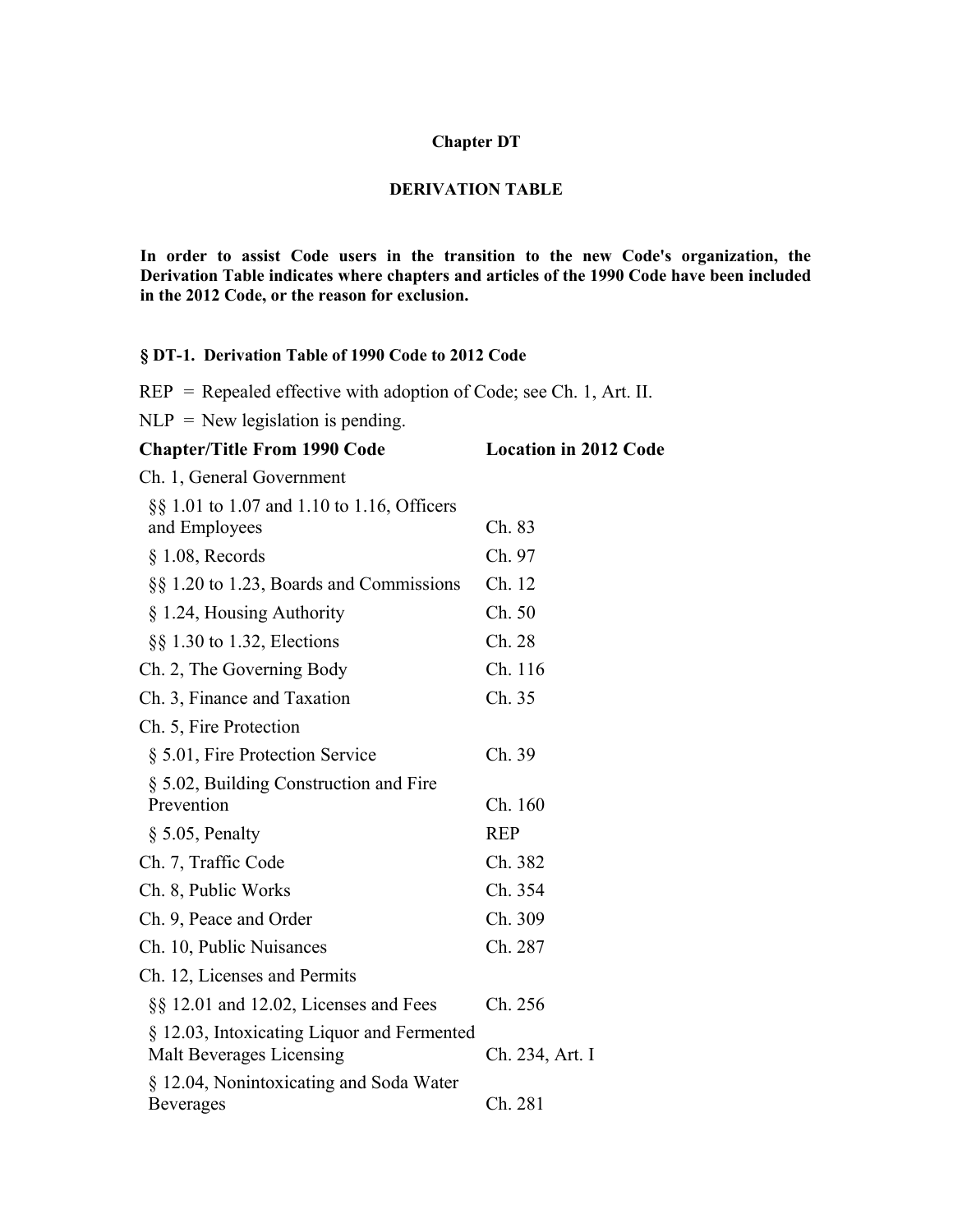# Chapter DT

## DERIVATION TABLE

**In order to assist Code users in the transition to the new Code's organization, the Derivation Table indicates where chapters and articles of the 1990 Code have been included in the 2012 Code, or the reason for exclusion.**

### § DT-1. Derivation Table of 1990 Code to 2012 Code

REP = Repealed effective with adoption of Code; see Ch. 1, Art. II.

NLP = New legislation is pending.

| Chapter/Title From 1990 Code | Location in 2012 Code |
|---|---|
| Ch. 1, General Government | |
| §§ 1.01 to 1.07 and 1.10 to 1.16, Officers and Employees | Ch. 83 |
| § 1.08, Records | Ch. 97 |
| §§ 1.20 to 1.23, Boards and Commissions | Ch. 12 |
| § 1.24, Housing Authority | Ch. 50 |
| §§ 1.30 to 1.32, Elections | Ch. 28 |
| Ch. 2, The Governing Body | Ch. 116 |
| Ch. 3, Finance and Taxation | Ch. 35 |
| Ch. 5, Fire Protection | |
| § 5.01, Fire Protection Service | Ch. 39 |
| § 5.02, Building Construction and Fire Prevention | Ch. 160 |
| § 5.05, Penalty | REP |
| Ch. 7, Traffic Code | Ch. 382 |
| Ch. 8, Public Works | Ch. 354 |
| Ch. 9, Peace and Order | Ch. 309 |
| Ch. 10, Public Nuisances | Ch. 287 |
| Ch. 12, Licenses and Permits | |
| §§ 12.01 and 12.02, Licenses and Fees | Ch. 256 |
| § 12.03, Intoxicating Liquor and Fermented Malt Beverages Licensing | Ch. 234, Art. I |
| § 12.04, Nonintoxicating and Soda Water Beverages | Ch. 281 |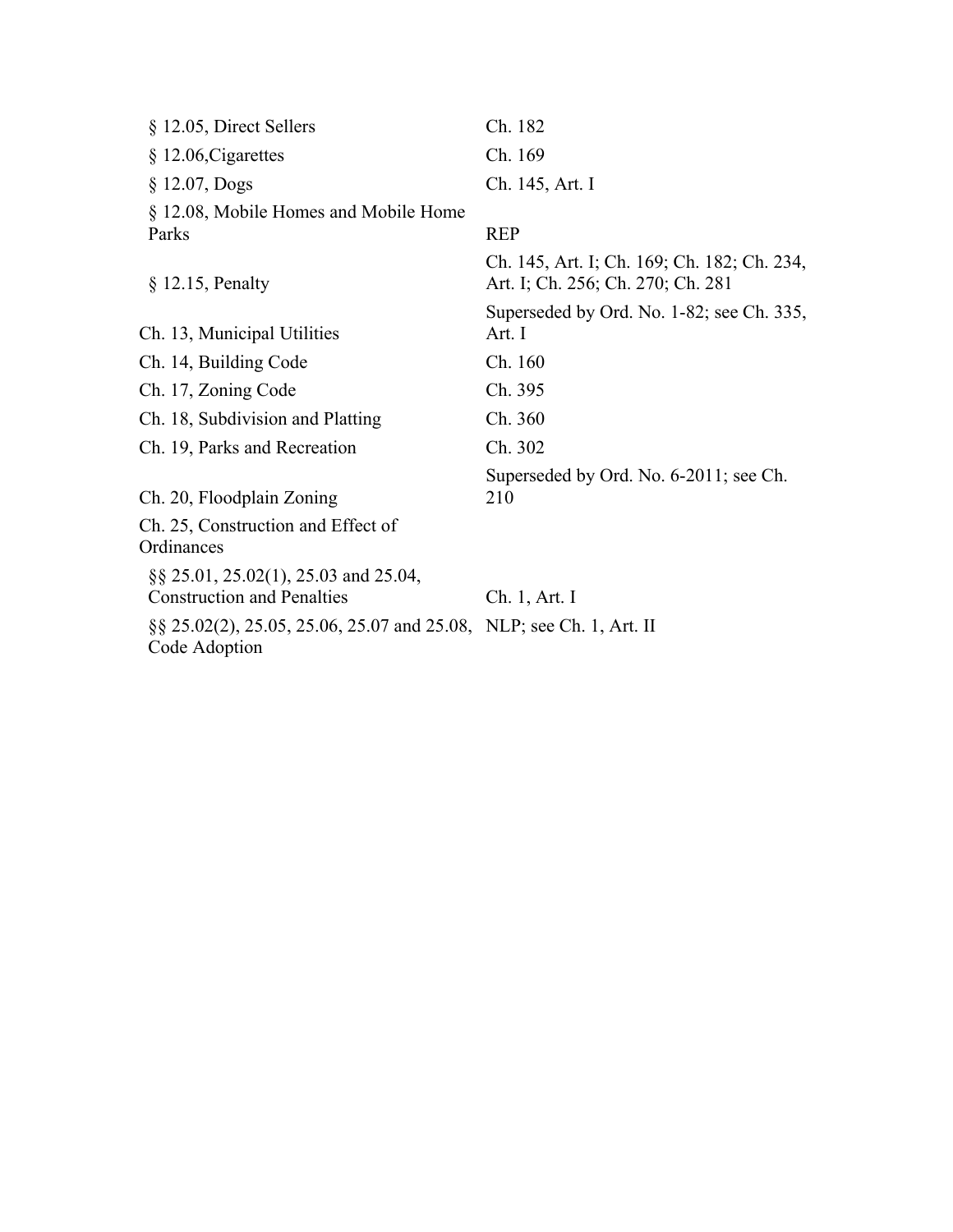| | |
|---|---|
| § 12.05, Direct Sellers | Ch. 182 |
| § 12.06,Cigarettes | Ch. 169 |
| § 12.07, Dogs | Ch. 145, Art. I |
| § 12.08, Mobile Homes and Mobile Home Parks | REP |
| § 12.15, Penalty | Ch. 145, Art. I; Ch. 169; Ch. 182; Ch. 234, Art. I; Ch. 256; Ch. 270; Ch. 281 |
| Ch. 13, Municipal Utilities | Superseded by Ord. No. 1-82; see Ch. 335, Art. I |
| Ch. 14, Building Code | Ch. 160 |
| Ch. 17, Zoning Code | Ch. 395 |
| Ch. 18, Subdivision and Platting | Ch. 360 |
| Ch. 19, Parks and Recreation | Ch. 302 |
| Ch. 20, Floodplain Zoning | Superseded by Ord. No. 6-2011; see Ch. 210 |
| Ch. 25, Construction and Effect of Ordinances | |
| §§ 25.01, 25.02(1), 25.03 and 25.04, Construction and Penalties | Ch. 1, Art. I |
| §§ 25.02(2), 25.05, 25.06, 25.07 and 25.08, Code Adoption | NLP; see Ch. 1, Art. II |